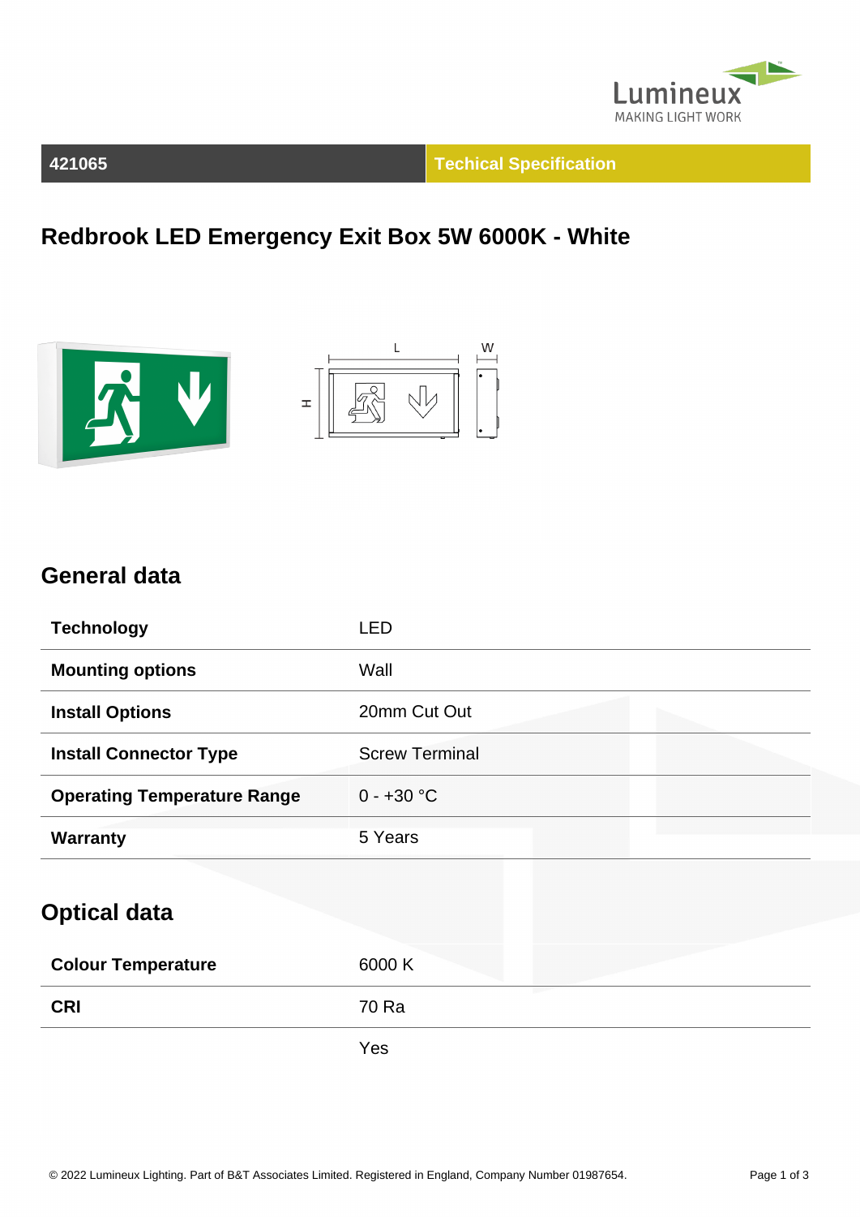421065 | Techical Specification

# Redbrook LED Emergency Exit Box 5W 6000K - White

## General data

| | |
|---|---|
| **Technology** | LED |
| **Mounting options** | Wall |
| **Install Options** | 20mm Cut Out |
| **Install Connector Type** | Screw Terminal |
| **Operating Temperature Range** | 0 - +30 °C |
| **Warranty** | 5 Years |

## Optical data

| | |
|---|---|
| **Colour Temperature** | 6000 K |
| **CRI** | 70 Ra |
| | Yes |

© 2022 Lumineux Lighting. Part of B&T Associates Limited. Registered in England, Company Number 01987654.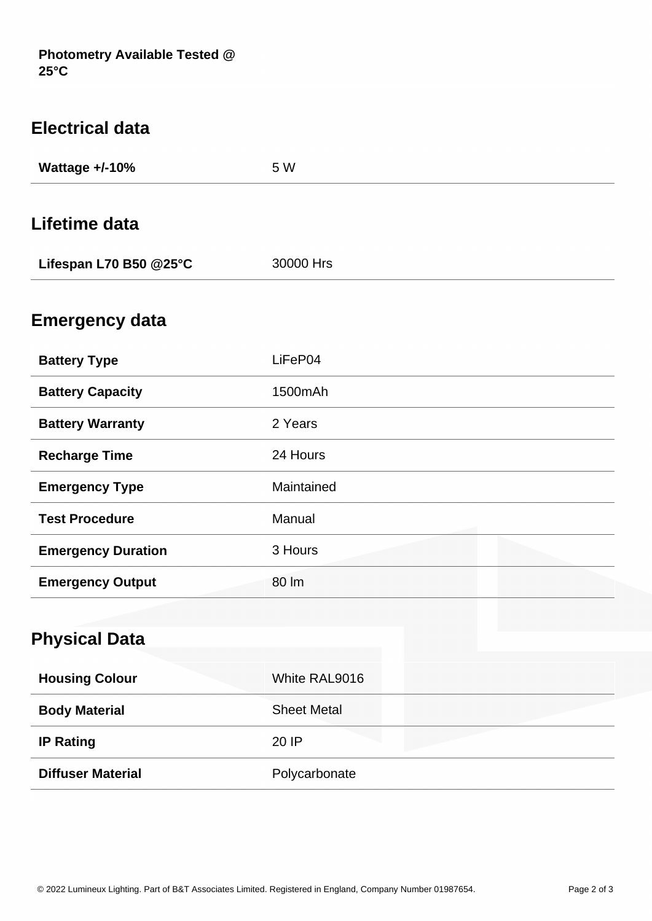**Photometry Available Tested @ 25°C**

## Electrical data

| | |
|---|---|
| **Wattage +/-10%** | 5 W |

## Lifetime data

| | |
|---|---|
| **Lifespan L70 B50 @25°C** | 30000 Hrs |

## Emergency data

| | |
|---|---|
| **Battery Type** | LiFeP04 |
| **Battery Capacity** | 1500mAh |
| **Battery Warranty** | 2 Years |
| **Recharge Time** | 24 Hours |
| **Emergency Type** | Maintained |
| **Test Procedure** | Manual |
| **Emergency Duration** | 3 Hours |
| **Emergency Output** | 80 lm |

## Physical Data

| | |
|---|---|
| **Housing Colour** | White RAL9016 |
| **Body Material** | Sheet Metal |
| **IP Rating** | 20 IP |
| **Diffuser Material** | Polycarbonate |

© 2022 Lumineux Lighting. Part of B&T Associates Limited. Registered in England, Company Number 01987654.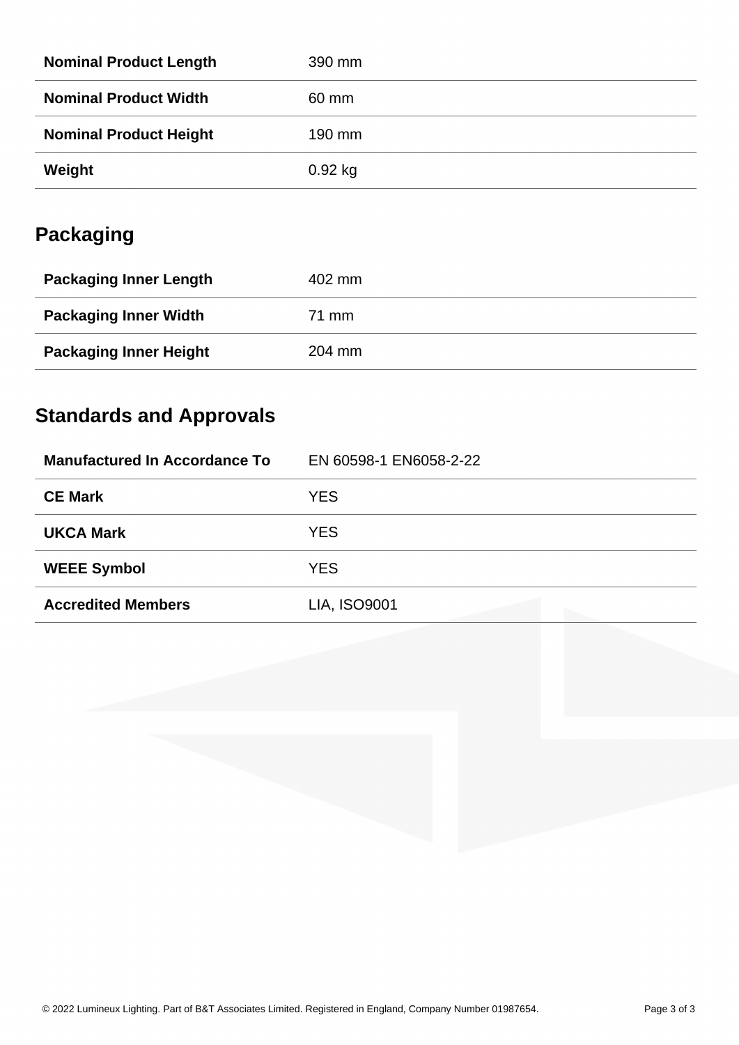| | |
|---|---|
| **Nominal Product Length** | 390 mm |
| **Nominal Product Width** | 60 mm |
| **Nominal Product Height** | 190 mm |
| **Weight** | 0.92 kg |

## Packaging

| | |
|---|---|
| **Packaging Inner Length** | 402 mm |
| **Packaging Inner Width** | 71 mm |
| **Packaging Inner Height** | 204 mm |

## Standards and Approvals

| | |
|---|---|
| **Manufactured In Accordance To** | EN 60598-1 EN6058-2-22 |
| **CE Mark** | YES |
| **UKCA Mark** | YES |
| **WEEE Symbol** | YES |
| **Accredited Members** | LIA, ISO9001 |

© 2022 Lumineux Lighting. Part of B&T Associates Limited. Registered in England, Company Number 01987654.